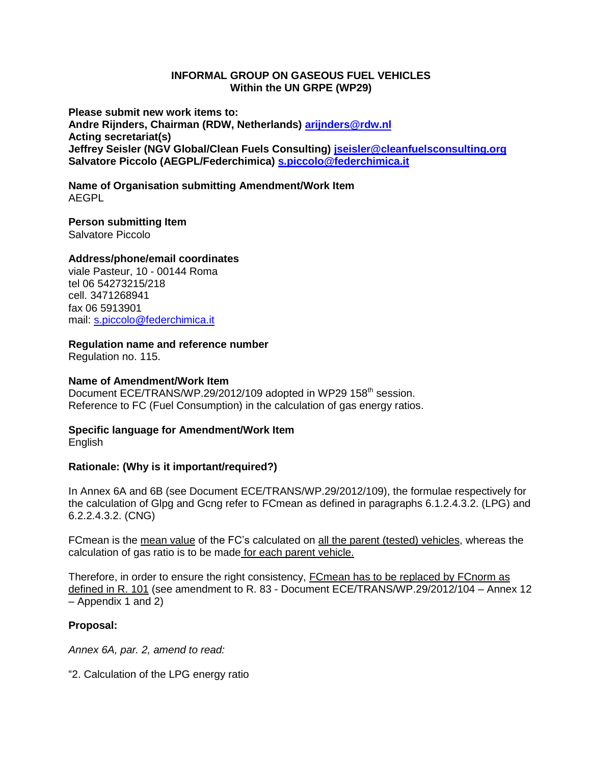**INFORMAL GROUP ON GASEOUS FUEL VEHICLES**
**Within the UN GRPE (WP29)**

**Please submit new work items to:**
**Andre Rijnders, Chairman (RDW, Netherlands) [arijnders@rdw.nl](mailto:arijnders@rdw.nl)**
**Acting secretariat(s)**
**Jeffrey Seisler (NGV Global/Clean Fuels Consulting) [jseisler@cleanfuelsconsulting.org](mailto:jseisler@cleanfuelsconsulting.org)**
**Salvatore Piccolo (AEGPL/Federchimica) [s.piccolo@federchimica.it](mailto:s.piccolo@federchimica.it)**

**Name of Organisation submitting Amendment/Work Item**
AEGPL

**Person submitting Item**
Salvatore Piccolo

**Address/phone/email coordinates**
viale Pasteur, 10 - 00144 Roma
tel 06 54273215/218
cell. 3471268941
fax 06 5913901
mail: [s.piccolo@federchimica.it](mailto:s.piccolo@federchimica.it)

**Regulation name and reference number**
Regulation no. 115.

**Name of Amendment/Work Item**
Document ECE/TRANS/WP.29/2012/109 adopted in WP29 158th session.
Reference to FC (Fuel Consumption) in the calculation of gas energy ratios.

**Specific language for Amendment/Work Item**
English

**Rationale: (Why is it important/required?)**

In Annex 6A and 6B (see Document ECE/TRANS/WP.29/2012/109), the formulae respectively for the calculation of Glpg and Gcng refer to FCmean as defined in paragraphs 6.1.2.4.3.2. (LPG) and 6.2.2.4.3.2. (CNG)

FCmean is the <u>mean value</u> of the FC's calculated on <u>all the parent (tested) vehicles</u>, whereas the calculation of gas ratio is to be made <u>for each parent vehicle.</u>

Therefore, in order to ensure the right consistency, <u>FCmean has to be replaced by FCnorm as defined in R. 101</u> (see amendment to R. 83 - Document ECE/TRANS/WP.29/2012/104 – Annex 12 – Appendix 1 and 2)

**Proposal:**

*Annex 6A, par. 2, amend to read:*

"2. Calculation of the LPG energy ratio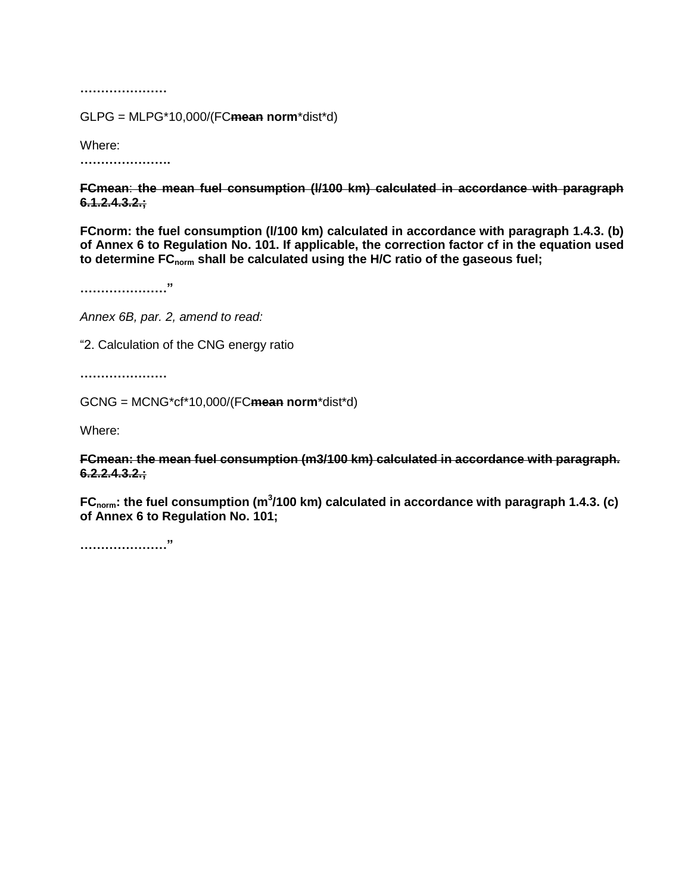**…………………**

GLPG = MLPG*10,000/(FC~~mean~~ **norm***dist*d)

Where:

**………………….**

~~**FCmean**: the mean fuel consumption (l/100 km) calculated in accordance with paragraph 6.1.2.4.3.2.;~~

**FCnorm: the fuel consumption (l/100 km) calculated in accordance with paragraph 1.4.3. (b) of Annex 6 to Regulation No. 101. If applicable, the correction factor cf in the equation used to determine $FC_{norm}$ shall be calculated using the H/C ratio of the gaseous fuel;**

**…………………"**

*Annex 6B, par. 2, amend to read:*

"2. Calculation of the CNG energy ratio

**…………………**

GCNG = MCNG*cf*10,000/(FC~~mean~~ **norm***dist*d)

Where:

~~**FCmean: the mean fuel consumption (m3/100 km) calculated in accordance with paragraph. 6.2.2.4.3.2.;**~~

**$FC_{norm}$: the fuel consumption ($m^3$/100 km) calculated in accordance with paragraph 1.4.3. (c) of Annex 6 to Regulation No. 101;**

**…………………"**